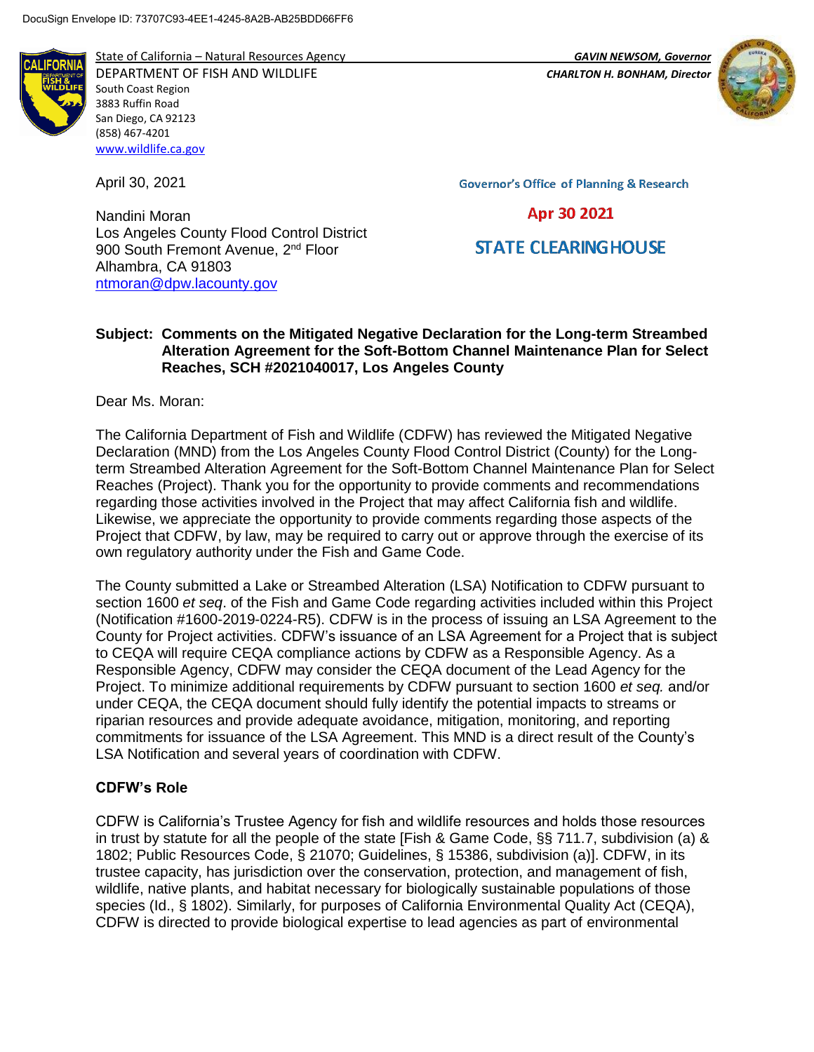DocuSign Envelope ID: 73707C93-4EE1-4245-8A2B-AB25BDD66FF6

State of California – Natural Resources Agency
DEPARTMENT OF FISH AND WILDLIFE
South Coast Region
3883 Ruffin Road
San Diego, CA 92123
(858) 467-4201
www.wildlife.ca.gov

*GAVIN NEWSOM, Governor*
*CHARLTON H. BONHAM, Director*

April 30, 2021

Governor's Office of Planning & Research

Apr 30 2021

STATE CLEARINGHOUSE

Nandini Moran
Los Angeles County Flood Control District
900 South Fremont Avenue, 2nd Floor
Alhambra, CA 91803
ntmoran@dpw.lacounty.gov

**Subject: Comments on the Mitigated Negative Declaration for the Long-term Streambed Alteration Agreement for the Soft-Bottom Channel Maintenance Plan for Select Reaches, SCH #2021040017, Los Angeles County**

Dear Ms. Moran:

The California Department of Fish and Wildlife (CDFW) has reviewed the Mitigated Negative Declaration (MND) from the Los Angeles County Flood Control District (County) for the Long-term Streambed Alteration Agreement for the Soft-Bottom Channel Maintenance Plan for Select Reaches (Project). Thank you for the opportunity to provide comments and recommendations regarding those activities involved in the Project that may affect California fish and wildlife. Likewise, we appreciate the opportunity to provide comments regarding those aspects of the Project that CDFW, by law, may be required to carry out or approve through the exercise of its own regulatory authority under the Fish and Game Code.

The County submitted a Lake or Streambed Alteration (LSA) Notification to CDFW pursuant to section 1600 *et seq*. of the Fish and Game Code regarding activities included within this Project (Notification #1600-2019-0224-R5). CDFW is in the process of issuing an LSA Agreement to the County for Project activities. CDFW's issuance of an LSA Agreement for a Project that is subject to CEQA will require CEQA compliance actions by CDFW as a Responsible Agency. As a Responsible Agency, CDFW may consider the CEQA document of the Lead Agency for the Project. To minimize additional requirements by CDFW pursuant to section 1600 *et seq.* and/or under CEQA, the CEQA document should fully identify the potential impacts to streams or riparian resources and provide adequate avoidance, mitigation, monitoring, and reporting commitments for issuance of the LSA Agreement. This MND is a direct result of the County's LSA Notification and several years of coordination with CDFW.

**CDFW's Role**

CDFW is California's Trustee Agency for fish and wildlife resources and holds those resources in trust by statute for all the people of the state [Fish & Game Code, §§ 711.7, subdivision (a) & 1802; Public Resources Code, § 21070; Guidelines, § 15386, subdivision (a)]. CDFW, in its trustee capacity, has jurisdiction over the conservation, protection, and management of fish, wildlife, native plants, and habitat necessary for biologically sustainable populations of those species (Id., § 1802). Similarly, for purposes of California Environmental Quality Act (CEQA), CDFW is directed to provide biological expertise to lead agencies as part of environmental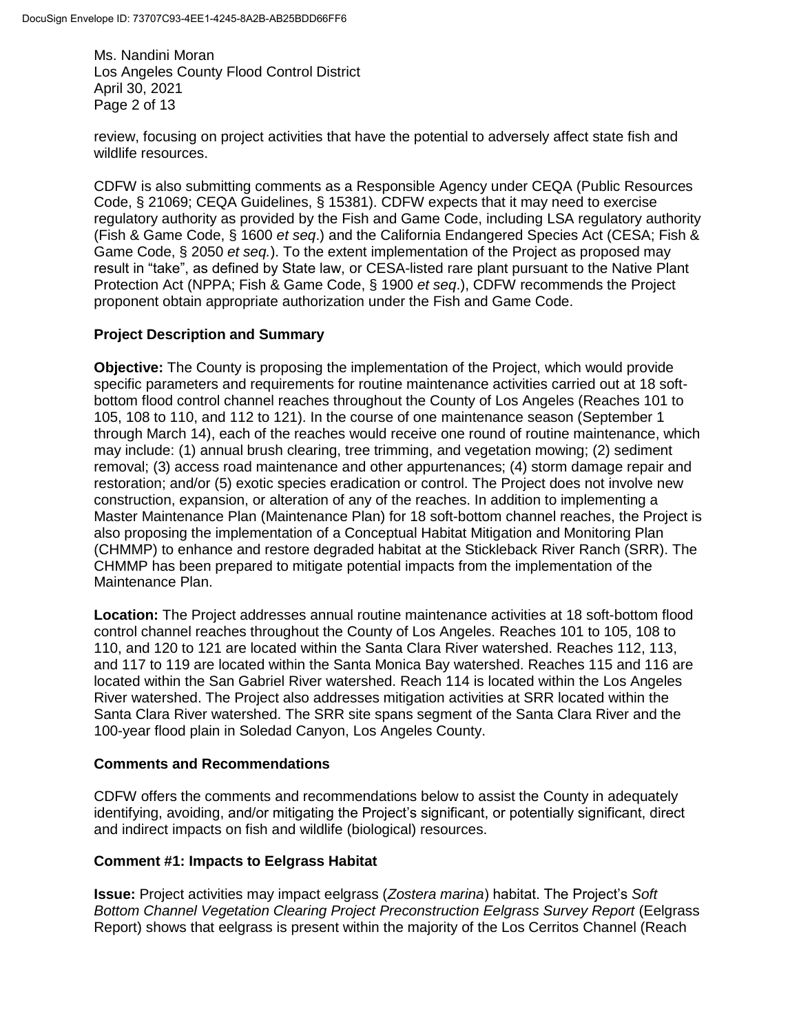review, focusing on project activities that have the potential to adversely affect state fish and wildlife resources.

CDFW is also submitting comments as a Responsible Agency under CEQA (Public Resources Code, § 21069; CEQA Guidelines, § 15381). CDFW expects that it may need to exercise regulatory authority as provided by the Fish and Game Code, including LSA regulatory authority (Fish & Game Code, § 1600 *et seq*.) and the California Endangered Species Act (CESA; Fish & Game Code, § 2050 *et seq.*). To the extent implementation of the Project as proposed may result in "take", as defined by State law, or CESA-listed rare plant pursuant to the Native Plant Protection Act (NPPA; Fish & Game Code, § 1900 *et seq*.), CDFW recommends the Project proponent obtain appropriate authorization under the Fish and Game Code.

**Project Description and Summary**

**Objective:** The County is proposing the implementation of the Project, which would provide specific parameters and requirements for routine maintenance activities carried out at 18 soft-bottom flood control channel reaches throughout the County of Los Angeles (Reaches 101 to 105, 108 to 110, and 112 to 121). In the course of one maintenance season (September 1 through March 14), each of the reaches would receive one round of routine maintenance, which may include: (1) annual brush clearing, tree trimming, and vegetation mowing; (2) sediment removal; (3) access road maintenance and other appurtenances; (4) storm damage repair and restoration; and/or (5) exotic species eradication or control. The Project does not involve new construction, expansion, or alteration of any of the reaches. In addition to implementing a Master Maintenance Plan (Maintenance Plan) for 18 soft-bottom channel reaches, the Project is also proposing the implementation of a Conceptual Habitat Mitigation and Monitoring Plan (CHMMP) to enhance and restore degraded habitat at the Stickleback River Ranch (SRR). The CHMMP has been prepared to mitigate potential impacts from the implementation of the Maintenance Plan.

**Location:** The Project addresses annual routine maintenance activities at 18 soft-bottom flood control channel reaches throughout the County of Los Angeles. Reaches 101 to 105, 108 to 110, and 120 to 121 are located within the Santa Clara River watershed. Reaches 112, 113, and 117 to 119 are located within the Santa Monica Bay watershed. Reaches 115 and 116 are located within the San Gabriel River watershed. Reach 114 is located within the Los Angeles River watershed. The Project also addresses mitigation activities at SRR located within the Santa Clara River watershed. The SRR site spans segment of the Santa Clara River and the 100-year flood plain in Soledad Canyon, Los Angeles County.

**Comments and Recommendations**

CDFW offers the comments and recommendations below to assist the County in adequately identifying, avoiding, and/or mitigating the Project's significant, or potentially significant, direct and indirect impacts on fish and wildlife (biological) resources.

**Comment #1: Impacts to Eelgrass Habitat**

**Issue:** Project activities may impact eelgrass (*Zostera marina*) habitat. The Project's *Soft Bottom Channel Vegetation Clearing Project Preconstruction Eelgrass Survey Report* (Eelgrass Report) shows that eelgrass is present within the majority of the Los Cerritos Channel (Reach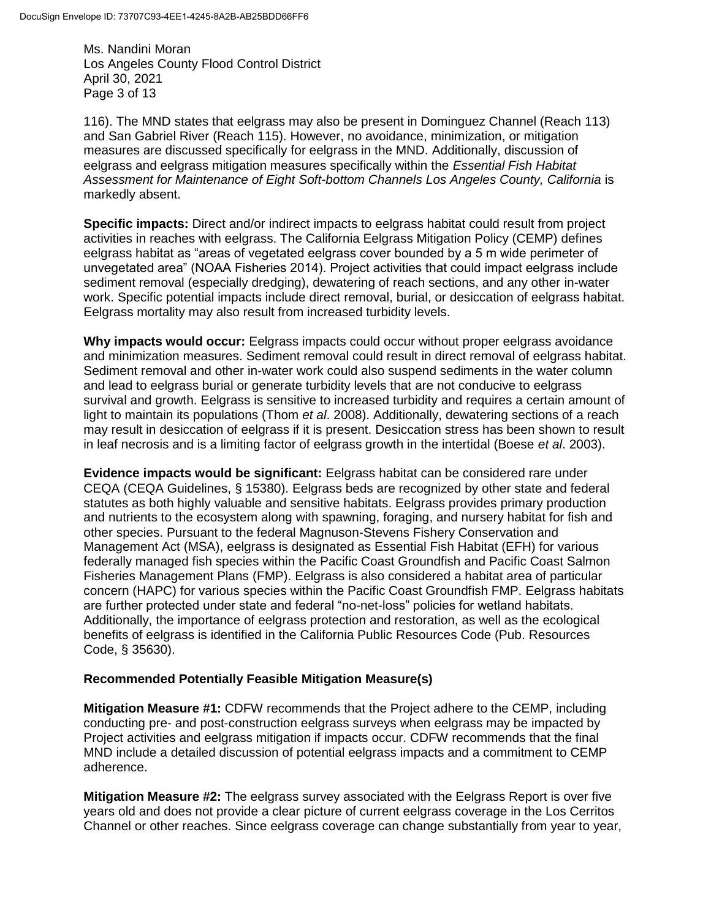116). The MND states that eelgrass may also be present in Dominguez Channel (Reach 113) and San Gabriel River (Reach 115). However, no avoidance, minimization, or mitigation measures are discussed specifically for eelgrass in the MND. Additionally, discussion of eelgrass and eelgrass mitigation measures specifically within the *Essential Fish Habitat Assessment for Maintenance of Eight Soft-bottom Channels Los Angeles County, California* is markedly absent.

**Specific impacts:** Direct and/or indirect impacts to eelgrass habitat could result from project activities in reaches with eelgrass. The California Eelgrass Mitigation Policy (CEMP) defines eelgrass habitat as "areas of vegetated eelgrass cover bounded by a 5 m wide perimeter of unvegetated area" (NOAA Fisheries 2014). Project activities that could impact eelgrass include sediment removal (especially dredging), dewatering of reach sections, and any other in-water work. Specific potential impacts include direct removal, burial, or desiccation of eelgrass habitat. Eelgrass mortality may also result from increased turbidity levels.

**Why impacts would occur:** Eelgrass impacts could occur without proper eelgrass avoidance and minimization measures. Sediment removal could result in direct removal of eelgrass habitat. Sediment removal and other in-water work could also suspend sediments in the water column and lead to eelgrass burial or generate turbidity levels that are not conducive to eelgrass survival and growth. Eelgrass is sensitive to increased turbidity and requires a certain amount of light to maintain its populations (Thom *et al*. 2008). Additionally, dewatering sections of a reach may result in desiccation of eelgrass if it is present. Desiccation stress has been shown to result in leaf necrosis and is a limiting factor of eelgrass growth in the intertidal (Boese *et al*. 2003).

**Evidence impacts would be significant:** Eelgrass habitat can be considered rare under CEQA (CEQA Guidelines, § 15380). Eelgrass beds are recognized by other state and federal statutes as both highly valuable and sensitive habitats. Eelgrass provides primary production and nutrients to the ecosystem along with spawning, foraging, and nursery habitat for fish and other species. Pursuant to the federal Magnuson-Stevens Fishery Conservation and Management Act (MSA), eelgrass is designated as Essential Fish Habitat (EFH) for various federally managed fish species within the Pacific Coast Groundfish and Pacific Coast Salmon Fisheries Management Plans (FMP). Eelgrass is also considered a habitat area of particular concern (HAPC) for various species within the Pacific Coast Groundfish FMP. Eelgrass habitats are further protected under state and federal "no-net-loss" policies for wetland habitats. Additionally, the importance of eelgrass protection and restoration, as well as the ecological benefits of eelgrass is identified in the California Public Resources Code (Pub. Resources Code, § 35630).

### Recommended Potentially Feasible Mitigation Measure(s)

**Mitigation Measure #1:** CDFW recommends that the Project adhere to the CEMP, including conducting pre- and post-construction eelgrass surveys when eelgrass may be impacted by Project activities and eelgrass mitigation if impacts occur. CDFW recommends that the final MND include a detailed discussion of potential eelgrass impacts and a commitment to CEMP adherence.

**Mitigation Measure #2:** The eelgrass survey associated with the Eelgrass Report is over five years old and does not provide a clear picture of current eelgrass coverage in the Los Cerritos Channel or other reaches. Since eelgrass coverage can change substantially from year to year,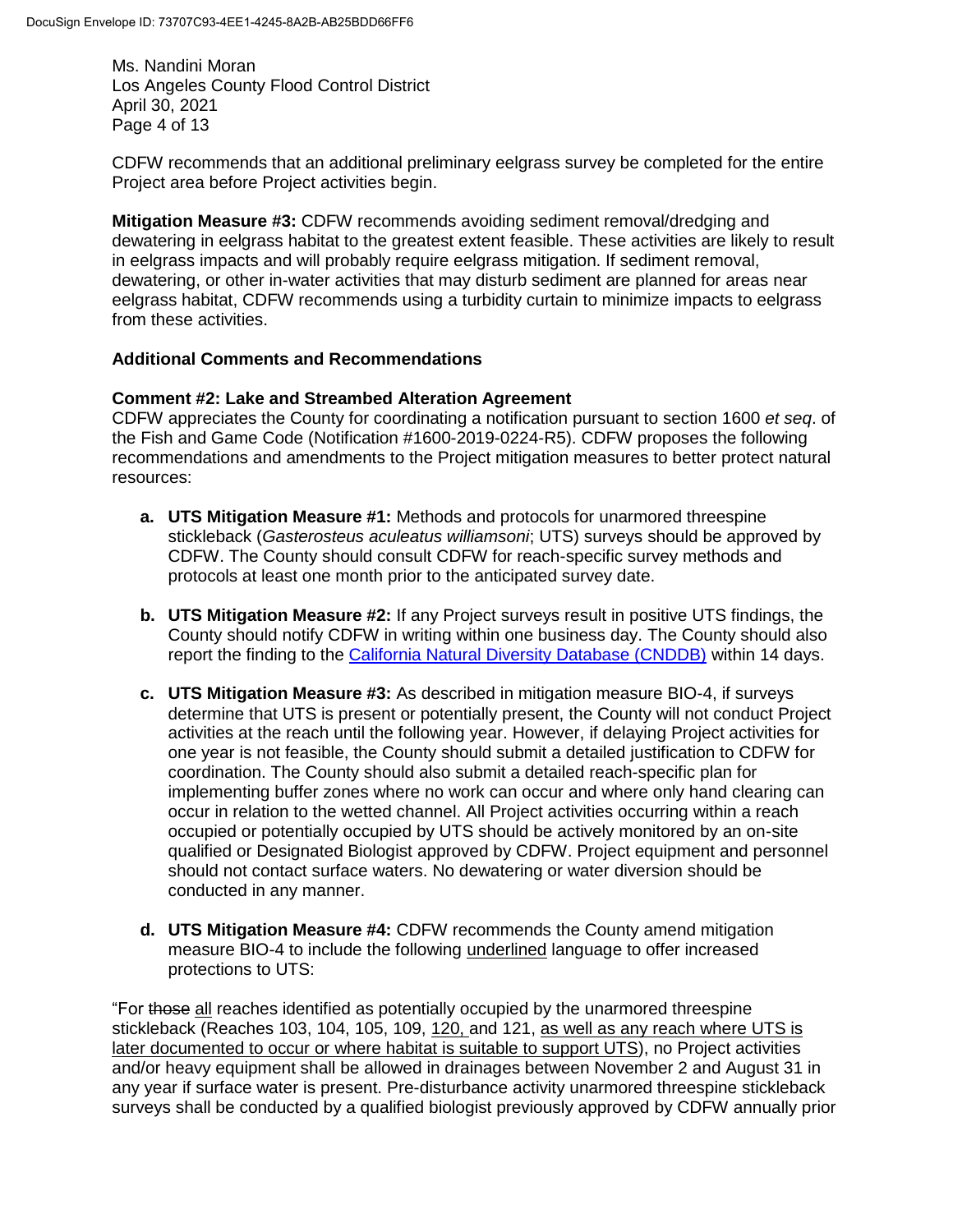CDFW recommends that an additional preliminary eelgrass survey be completed for the entire Project area before Project activities begin.

**Mitigation Measure #3:** CDFW recommends avoiding sediment removal/dredging and dewatering in eelgrass habitat to the greatest extent feasible. These activities are likely to result in eelgrass impacts and will probably require eelgrass mitigation. If sediment removal, dewatering, or other in-water activities that may disturb sediment are planned for areas near eelgrass habitat, CDFW recommends using a turbidity curtain to minimize impacts to eelgrass from these activities.

**Additional Comments and Recommendations**

**Comment #2: Lake and Streambed Alteration Agreement**

CDFW appreciates the County for coordinating a notification pursuant to section 1600 *et seq*. of the Fish and Game Code (Notification #1600-2019-0224-R5). CDFW proposes the following recommendations and amendments to the Project mitigation measures to better protect natural resources:

a. **UTS Mitigation Measure #1:** Methods and protocols for unarmored threespine stickleback (*Gasterosteus aculeatus williamsoni*; UTS) surveys should be approved by CDFW. The County should consult CDFW for reach-specific survey methods and protocols at least one month prior to the anticipated survey date.

b. **UTS Mitigation Measure #2:** If any Project surveys result in positive UTS findings, the County should notify CDFW in writing within one business day. The County should also report the finding to the California Natural Diversity Database (CNDDB) within 14 days.

c. **UTS Mitigation Measure #3:** As described in mitigation measure BIO-4, if surveys determine that UTS is present or potentially present, the County will not conduct Project activities at the reach until the following year. However, if delaying Project activities for one year is not feasible, the County should submit a detailed justification to CDFW for coordination. The County should also submit a detailed reach-specific plan for implementing buffer zones where no work can occur and where only hand clearing can occur in relation to the wetted channel. All Project activities occurring within a reach occupied or potentially occupied by UTS should be actively monitored by an on-site qualified or Designated Biologist approved by CDFW. Project equipment and personnel should not contact surface waters. No dewatering or water diversion should be conducted in any manner.

d. **UTS Mitigation Measure #4:** CDFW recommends the County amend mitigation measure BIO-4 to include the following underlined language to offer increased protections to UTS:

"For ~~those~~ all reaches identified as potentially occupied by the unarmored threespine stickleback (Reaches 103, 104, 105, 109, 120, and 121, as well as any reach where UTS is later documented to occur or where habitat is suitable to support UTS), no Project activities and/or heavy equipment shall be allowed in drainages between November 2 and August 31 in any year if surface water is present. Pre-disturbance activity unarmored threespine stickleback surveys shall be conducted by a qualified biologist previously approved by CDFW annually prior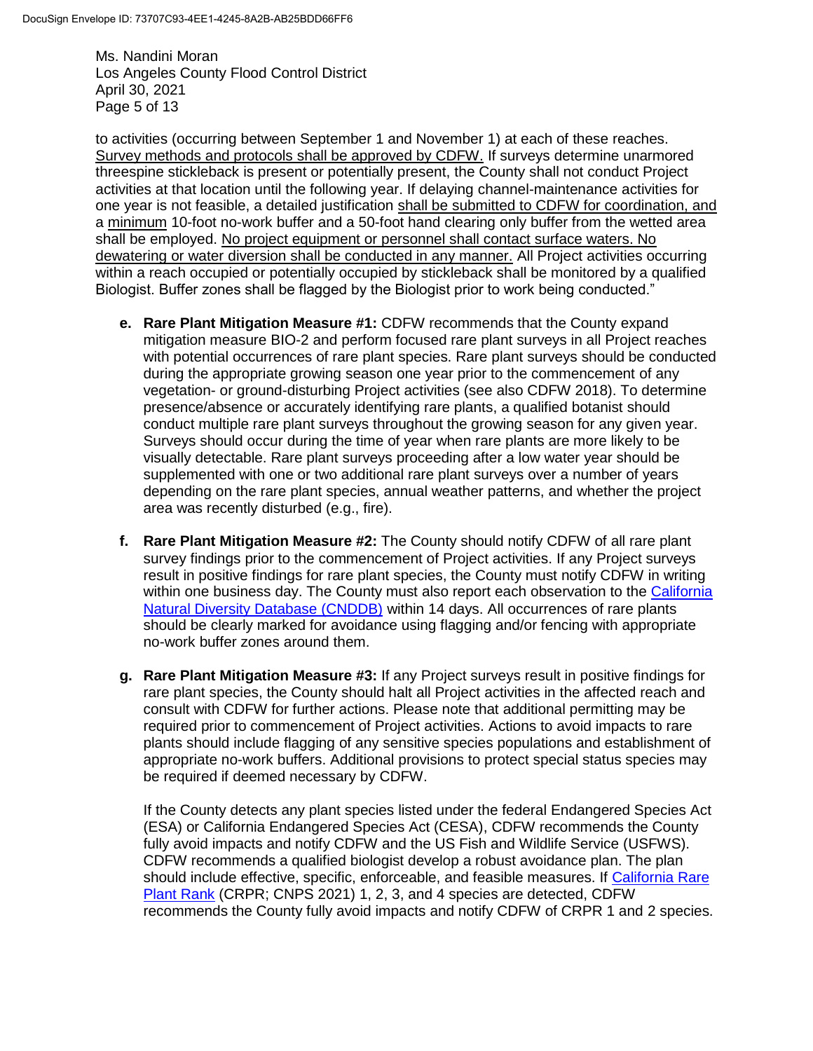to activities (occurring between September 1 and November 1) at each of these reaches. Survey methods and protocols shall be approved by CDFW. If surveys determine unarmored threespine stickleback is present or potentially present, the County shall not conduct Project activities at that location until the following year. If delaying channel-maintenance activities for one year is not feasible, a detailed justification shall be submitted to CDFW for coordination, and a minimum 10-foot no-work buffer and a 50-foot hand clearing only buffer from the wetted area shall be employed. No project equipment or personnel shall contact surface waters. No dewatering or water diversion shall be conducted in any manner. All Project activities occurring within a reach occupied or potentially occupied by stickleback shall be monitored by a qualified Biologist. Buffer zones shall be flagged by the Biologist prior to work being conducted."

e. **Rare Plant Mitigation Measure #1:** CDFW recommends that the County expand mitigation measure BIO-2 and perform focused rare plant surveys in all Project reaches with potential occurrences of rare plant species. Rare plant surveys should be conducted during the appropriate growing season one year prior to the commencement of any vegetation- or ground-disturbing Project activities (see also CDFW 2018). To determine presence/absence or accurately identifying rare plants, a qualified botanist should conduct multiple rare plant surveys throughout the growing season for any given year. Surveys should occur during the time of year when rare plants are more likely to be visually detectable. Rare plant surveys proceeding after a low water year should be supplemented with one or two additional rare plant surveys over a number of years depending on the rare plant species, annual weather patterns, and whether the project area was recently disturbed (e.g., fire).

f. **Rare Plant Mitigation Measure #2:** The County should notify CDFW of all rare plant survey findings prior to the commencement of Project activities. If any Project surveys result in positive findings for rare plant species, the County must notify CDFW in writing within one business day. The County must also report each observation to the California Natural Diversity Database (CNDDB) within 14 days. All occurrences of rare plants should be clearly marked for avoidance using flagging and/or fencing with appropriate no-work buffer zones around them.

g. **Rare Plant Mitigation Measure #3:** If any Project surveys result in positive findings for rare plant species, the County should halt all Project activities in the affected reach and consult with CDFW for further actions. Please note that additional permitting may be required prior to commencement of Project activities. Actions to avoid impacts to rare plants should include flagging of any sensitive species populations and establishment of appropriate no-work buffers. Additional provisions to protect special status species may be required if deemed necessary by CDFW.

   If the County detects any plant species listed under the federal Endangered Species Act (ESA) or California Endangered Species Act (CESA), CDFW recommends the County fully avoid impacts and notify CDFW and the US Fish and Wildlife Service (USFWS). CDFW recommends a qualified biologist develop a robust avoidance plan. The plan should include effective, specific, enforceable, and feasible measures. If California Rare Plant Rank (CRPR; CNPS 2021) 1, 2, 3, and 4 species are detected, CDFW recommends the County fully avoid impacts and notify CDFW of CRPR 1 and 2 species.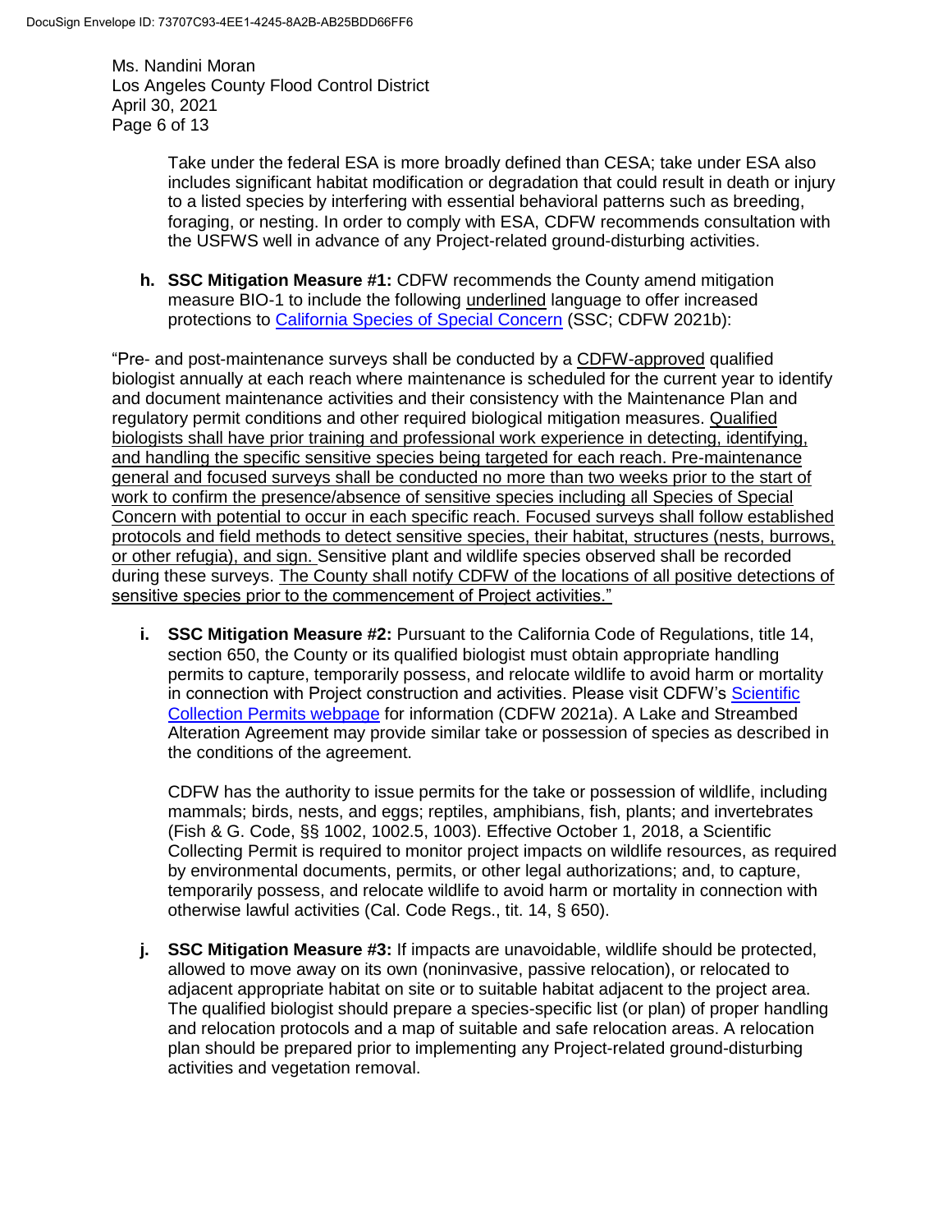Take under the federal ESA is more broadly defined than CESA; take under ESA also includes significant habitat modification or degradation that could result in death or injury to a listed species by interfering with essential behavioral patterns such as breeding, foraging, or nesting. In order to comply with ESA, CDFW recommends consultation with the USFWS well in advance of any Project-related ground-disturbing activities.

**h. SSC Mitigation Measure #1:** CDFW recommends the County amend mitigation measure BIO-1 to include the following <u>underlined</u> language to offer increased protections to California Species of Special Concern (SSC; CDFW 2021b):

"Pre- and post-maintenance surveys shall be conducted by a <u>CDFW-approved</u> qualified biologist annually at each reach where maintenance is scheduled for the current year to identify and document maintenance activities and their consistency with the Maintenance Plan and regulatory permit conditions and other required biological mitigation measures. <u>Qualified biologists shall have prior training and professional work experience in detecting, identifying, and handling the specific sensitive species being targeted for each reach. Pre-maintenance general and focused surveys shall be conducted no more than two weeks prior to the start of work to confirm the presence/absence of sensitive species including all Species of Special Concern with potential to occur in each specific reach. Focused surveys shall follow established protocols and field methods to detect sensitive species, their habitat, structures (nests, burrows, or other refugia), and sign.</u> Sensitive plant and wildlife species observed shall be recorded during these surveys. <u>The County shall notify CDFW of the locations of all positive detections of sensitive species prior to the commencement of Project activities."</u>

**i. SSC Mitigation Measure #2:** Pursuant to the California Code of Regulations, title 14, section 650, the County or its qualified biologist must obtain appropriate handling permits to capture, temporarily possess, and relocate wildlife to avoid harm or mortality in connection with Project construction and activities. Please visit CDFW's Scientific Collection Permits webpage for information (CDFW 2021a). A Lake and Streambed Alteration Agreement may provide similar take or possession of species as described in the conditions of the agreement.

CDFW has the authority to issue permits for the take or possession of wildlife, including mammals; birds, nests, and eggs; reptiles, amphibians, fish, plants; and invertebrates (Fish & G. Code, §§ 1002, 1002.5, 1003). Effective October 1, 2018, a Scientific Collecting Permit is required to monitor project impacts on wildlife resources, as required by environmental documents, permits, or other legal authorizations; and, to capture, temporarily possess, and relocate wildlife to avoid harm or mortality in connection with otherwise lawful activities (Cal. Code Regs., tit. 14, § 650).

**j. SSC Mitigation Measure #3:** If impacts are unavoidable, wildlife should be protected, allowed to move away on its own (noninvasive, passive relocation), or relocated to adjacent appropriate habitat on site or to suitable habitat adjacent to the project area. The qualified biologist should prepare a species-specific list (or plan) of proper handling and relocation protocols and a map of suitable and safe relocation areas. A relocation plan should be prepared prior to implementing any Project-related ground-disturbing activities and vegetation removal.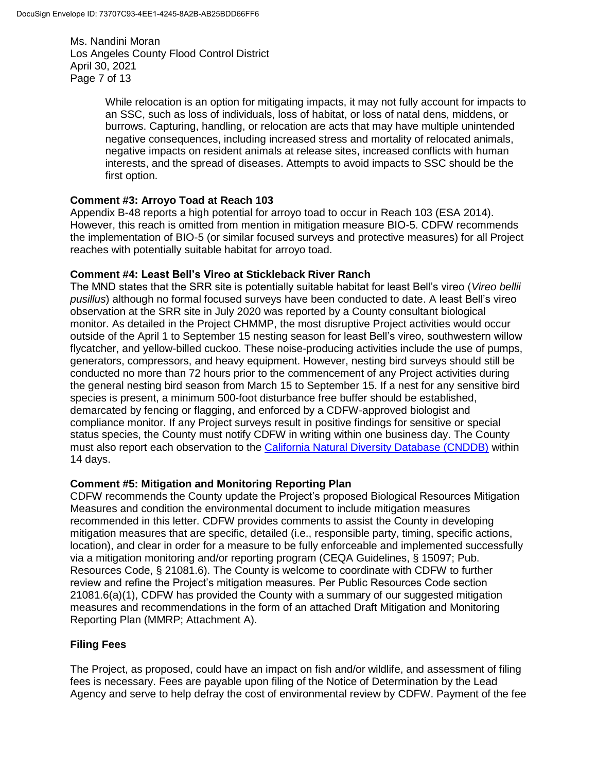While relocation is an option for mitigating impacts, it may not fully account for impacts to an SSC, such as loss of individuals, loss of habitat, or loss of natal dens, middens, or burrows. Capturing, handling, or relocation are acts that may have multiple unintended negative consequences, including increased stress and mortality of relocated animals, negative impacts on resident animals at release sites, increased conflicts with human interests, and the spread of diseases. Attempts to avoid impacts to SSC should be the first option.

**Comment #3: Arroyo Toad at Reach 103**

Appendix B-48 reports a high potential for arroyo toad to occur in Reach 103 (ESA 2014). However, this reach is omitted from mention in mitigation measure BIO-5. CDFW recommends the implementation of BIO-5 (or similar focused surveys and protective measures) for all Project reaches with potentially suitable habitat for arroyo toad.

**Comment #4: Least Bell's Vireo at Stickleback River Ranch**

The MND states that the SRR site is potentially suitable habitat for least Bell's vireo (*Vireo bellii pusillus*) although no formal focused surveys have been conducted to date. A least Bell's vireo observation at the SRR site in July 2020 was reported by a County consultant biological monitor. As detailed in the Project CHMMP, the most disruptive Project activities would occur outside of the April 1 to September 15 nesting season for least Bell's vireo, southwestern willow flycatcher, and yellow-billed cuckoo. These noise-producing activities include the use of pumps, generators, compressors, and heavy equipment. However, nesting bird surveys should still be conducted no more than 72 hours prior to the commencement of any Project activities during the general nesting bird season from March 15 to September 15. If a nest for any sensitive bird species is present, a minimum 500-foot disturbance free buffer should be established, demarcated by fencing or flagging, and enforced by a CDFW-approved biologist and compliance monitor. If any Project surveys result in positive findings for sensitive or special status species, the County must notify CDFW in writing within one business day. The County must also report each observation to the [California Natural Diversity Database (CNDDB)] within 14 days.

**Comment #5: Mitigation and Monitoring Reporting Plan**

CDFW recommends the County update the Project's proposed Biological Resources Mitigation Measures and condition the environmental document to include mitigation measures recommended in this letter. CDFW provides comments to assist the County in developing mitigation measures that are specific, detailed (i.e., responsible party, timing, specific actions, location), and clear in order for a measure to be fully enforceable and implemented successfully via a mitigation monitoring and/or reporting program (CEQA Guidelines, § 15097; Pub. Resources Code, § 21081.6). The County is welcome to coordinate with CDFW to further review and refine the Project's mitigation measures. Per Public Resources Code section 21081.6(a)(1), CDFW has provided the County with a summary of our suggested mitigation measures and recommendations in the form of an attached Draft Mitigation and Monitoring Reporting Plan (MMRP; Attachment A).

**Filing Fees**

The Project, as proposed, could have an impact on fish and/or wildlife, and assessment of filing fees is necessary. Fees are payable upon filing of the Notice of Determination by the Lead Agency and serve to help defray the cost of environmental review by CDFW. Payment of the fee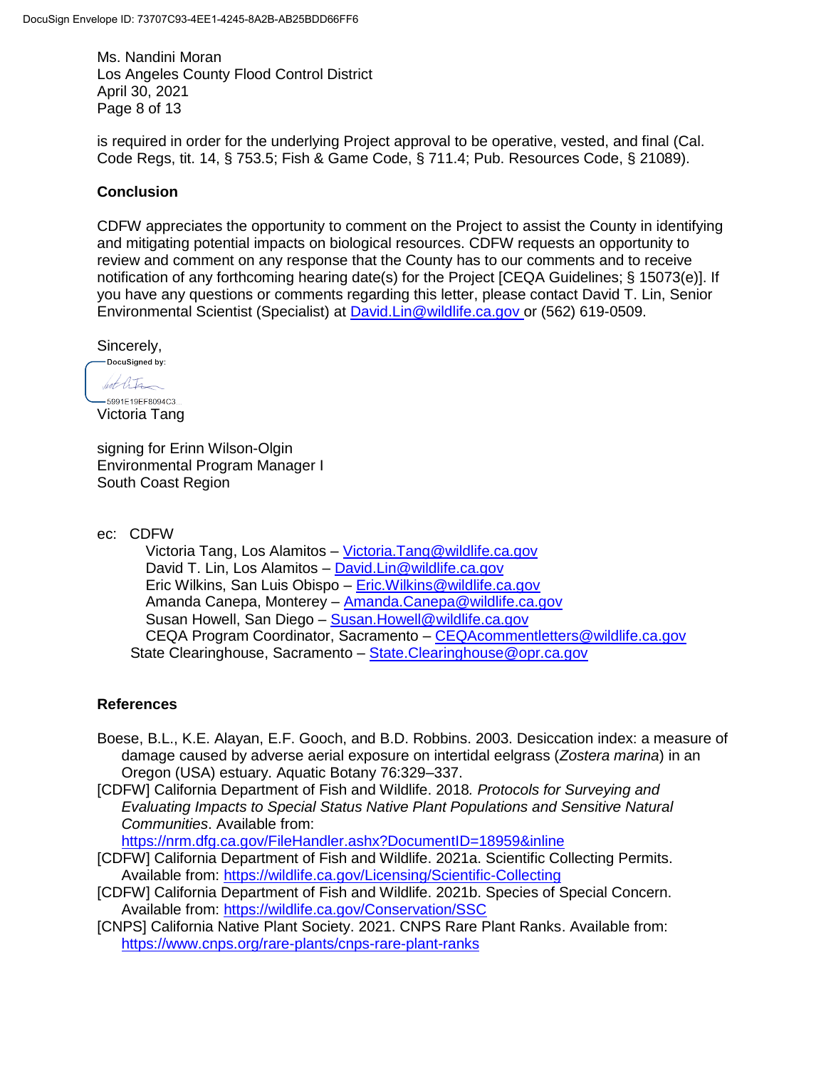Ms. Nandini Moran
Los Angeles County Flood Control District
April 30, 2021

is required in order for the underlying Project approval to be operative, vested, and final (Cal. Code Regs, tit. 14, § 753.5; Fish & Game Code, § 711.4; Pub. Resources Code, § 21089).

**Conclusion**

CDFW appreciates the opportunity to comment on the Project to assist the County in identifying and mitigating potential impacts on biological resources. CDFW requests an opportunity to review and comment on any response that the County has to our comments and to receive notification of any forthcoming hearing date(s) for the Project [CEQA Guidelines; § 15073(e)]. If you have any questions or comments regarding this letter, please contact David T. Lin, Senior Environmental Scientist (Specialist) at David.Lin@wildlife.ca.gov or (562) 619-0509.

Sincerely,

DocuSigned by:
5991E19EF8094C3...
Victoria Tang

signing for Erinn Wilson-Olgin
Environmental Program Manager I
South Coast Region

ec: CDFW
- Victoria Tang, Los Alamitos – Victoria.Tang@wildlife.ca.gov
- David T. Lin, Los Alamitos – David.Lin@wildlife.ca.gov
- Eric Wilkins, San Luis Obispo – Eric.Wilkins@wildlife.ca.gov
- Amanda Canepa, Monterey – Amanda.Canepa@wildlife.ca.gov
- Susan Howell, San Diego – Susan.Howell@wildlife.ca.gov
- CEQA Program Coordinator, Sacramento – CEQAcommentletters@wildlife.ca.gov

State Clearinghouse, Sacramento – State.Clearinghouse@opr.ca.gov

**References**

Boese, B.L., K.E. Alayan, E.F. Gooch, and B.D. Robbins. 2003. Desiccation index: a measure of damage caused by adverse aerial exposure on intertidal eelgrass (*Zostera marina*) in an Oregon (USA) estuary. Aquatic Botany 76:329–337.

[CDFW] California Department of Fish and Wildlife. 2018. *Protocols for Surveying and Evaluating Impacts to Special Status Native Plant Populations and Sensitive Natural Communities*. Available from: https://nrm.dfg.ca.gov/FileHandler.ashx?DocumentID=18959&inline

[CDFW] California Department of Fish and Wildlife. 2021a. Scientific Collecting Permits. Available from: https://wildlife.ca.gov/Licensing/Scientific-Collecting

[CDFW] California Department of Fish and Wildlife. 2021b. Species of Special Concern. Available from: https://wildlife.ca.gov/Conservation/SSC

[CNPS] California Native Plant Society. 2021. CNPS Rare Plant Ranks. Available from: https://www.cnps.org/rare-plants/cnps-rare-plant-ranks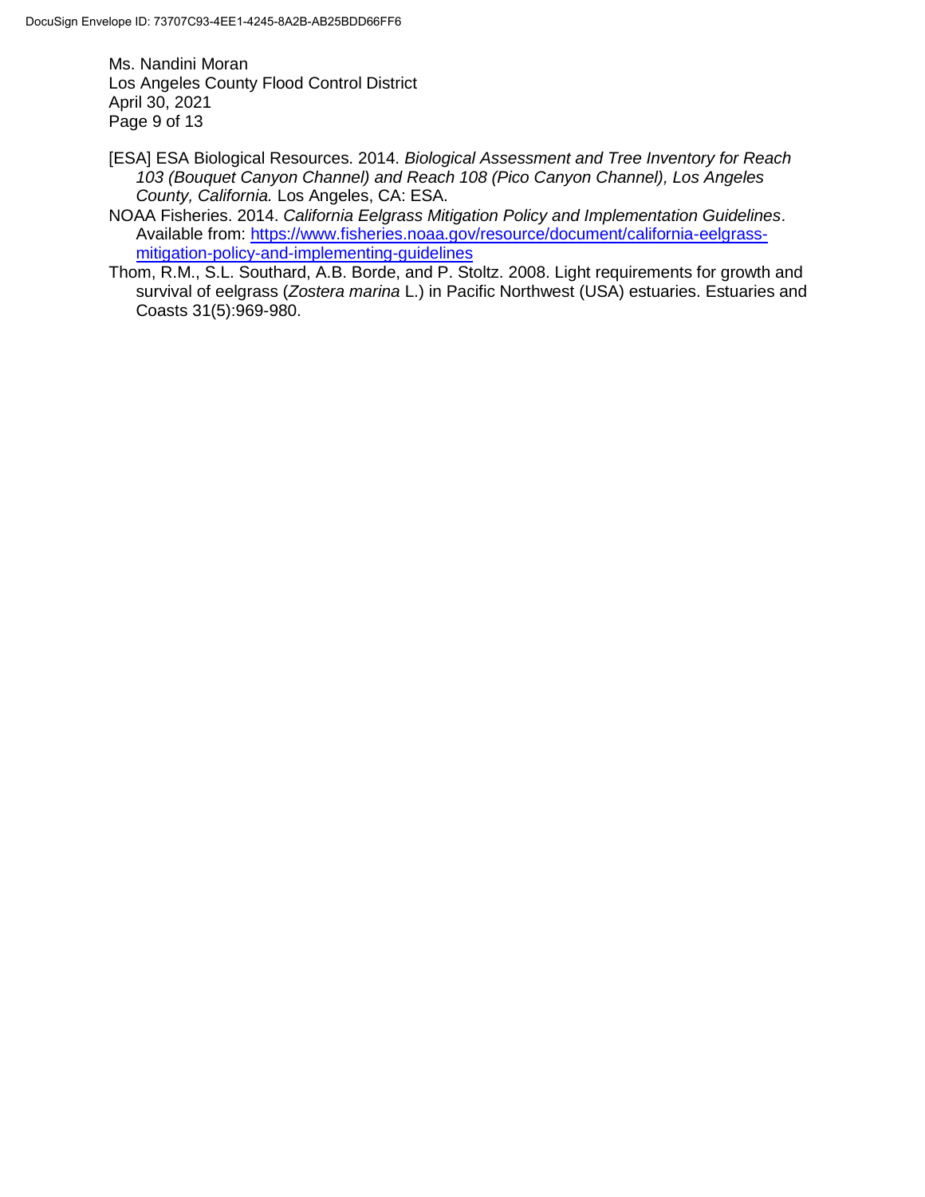[ESA] ESA Biological Resources. 2014. *Biological Assessment and Tree Inventory for Reach 103 (Bouquet Canyon Channel) and Reach 108 (Pico Canyon Channel), Los Angeles County, California.* Los Angeles, CA: ESA.

NOAA Fisheries. 2014. *California Eelgrass Mitigation Policy and Implementation Guidelines*. Available from: [https://www.fisheries.noaa.gov/resource/document/california-eelgrass-mitigation-policy-and-implementing-guidelines](https://www.fisheries.noaa.gov/resource/document/california-eelgrass-mitigation-policy-and-implementing-guidelines)

Thom, R.M., S.L. Southard, A.B. Borde, and P. Stoltz. 2008. Light requirements for growth and survival of eelgrass (*Zostera marina* L.) in Pacific Northwest (USA) estuaries. Estuaries and Coasts 31(5):969-980.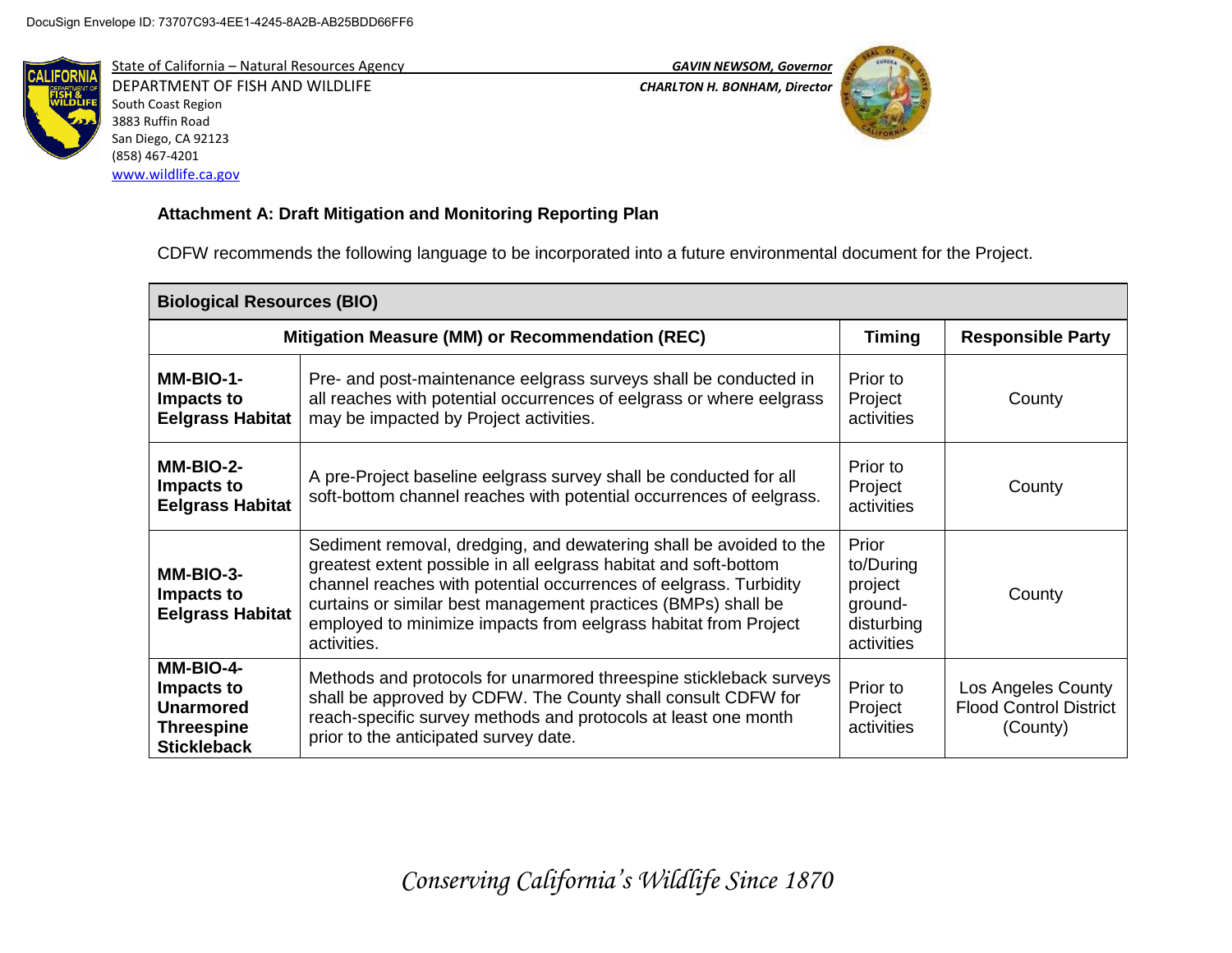DocuSign Envelope ID: 73707C93-4EE1-4245-8A2B-AB25BDD66FF6

State of California – Natural Resources Agency
DEPARTMENT OF FISH AND WILDLIFE
South Coast Region
3883 Ruffin Road
San Diego, CA 92123
(858) 467-4201
www.wildlife.ca.gov

*GAVIN NEWSOM, Governor*
*CHARLTON H. BONHAM, Director*

**Attachment A: Draft Mitigation and Monitoring Reporting Plan**

CDFW recommends the following language to be incorporated into a future environmental document for the Project.

| **Biological Resources (BIO)** | | | |
|---|---|---|---|
| **Mitigation Measure (MM) or Recommendation (REC)** | | **Timing** | **Responsible Party** |
| **MM-BIO-1- Impacts to Eelgrass Habitat** | Pre- and post-maintenance eelgrass surveys shall be conducted in all reaches with potential occurrences of eelgrass or where eelgrass may be impacted by Project activities. | Prior to Project activities | County |
| **MM-BIO-2- Impacts to Eelgrass Habitat** | A pre-Project baseline eelgrass survey shall be conducted for all soft-bottom channel reaches with potential occurrences of eelgrass. | Prior to Project activities | County |
| **MM-BIO-3- Impacts to Eelgrass Habitat** | Sediment removal, dredging, and dewatering shall be avoided to the greatest extent possible in all eelgrass habitat and soft-bottom channel reaches with potential occurrences of eelgrass. Turbidity curtains or similar best management practices (BMPs) shall be employed to minimize impacts from eelgrass habitat from Project activities. | Prior to/During project ground-disturbing activities | County |
| **MM-BIO-4- Impacts to Unarmored Threespine Stickleback** | Methods and protocols for unarmored threespine stickleback surveys shall be approved by CDFW. The County shall consult CDFW for reach-specific survey methods and protocols at least one month prior to the anticipated survey date. | Prior to Project activities | Los Angeles County Flood Control District (County) |

*Conserving California's Wildlife Since 1870*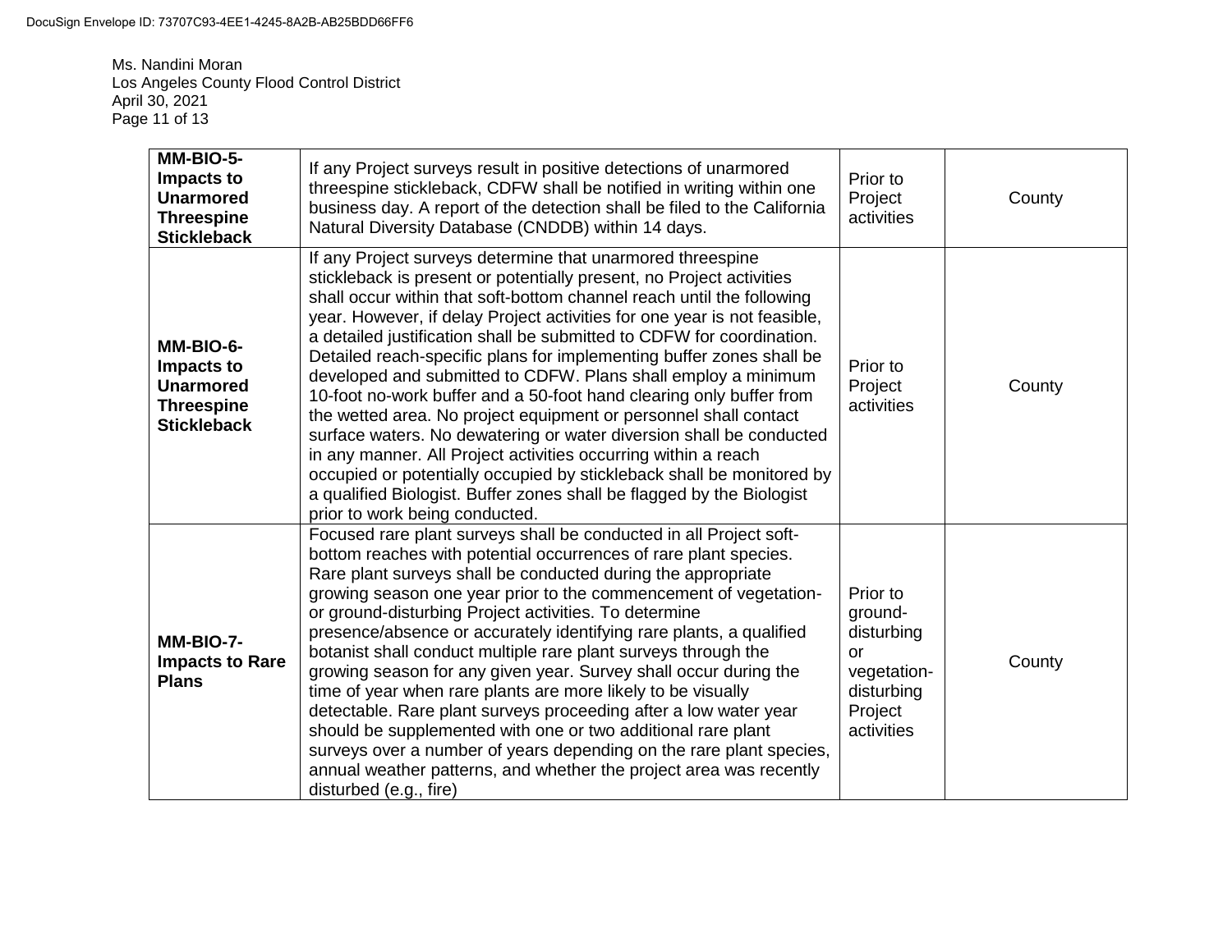| **MM-BIO-5- Impacts to Unarmored Threespine Stickleback** | If any Project surveys result in positive detections of unarmored threespine stickleback, CDFW shall be notified in writing within one business day. A report of the detection shall be filed to the California Natural Diversity Database (CNDDB) within 14 days. | Prior to Project activities | County |
|---|---|---|---|
| **MM-BIO-6- Impacts to Unarmored Threespine Stickleback** | If any Project surveys determine that unarmored threespine stickleback is present or potentially present, no Project activities shall occur within that soft-bottom channel reach until the following year. However, if delay Project activities for one year is not feasible, a detailed justification shall be submitted to CDFW for coordination. Detailed reach-specific plans for implementing buffer zones shall be developed and submitted to CDFW. Plans shall employ a minimum 10-foot no-work buffer and a 50-foot hand clearing only buffer from the wetted area. No project equipment or personnel shall contact surface waters. No dewatering or water diversion shall be conducted in any manner. All Project activities occurring within a reach occupied or potentially occupied by stickleback shall be monitored by a qualified Biologist. Buffer zones shall be flagged by the Biologist prior to work being conducted. | Prior to Project activities | County |
| **MM-BIO-7- Impacts to Rare Plans** | Focused rare plant surveys shall be conducted in all Project soft-bottom reaches with potential occurrences of rare plant species. Rare plant surveys shall be conducted during the appropriate growing season one year prior to the commencement of vegetation- or ground-disturbing Project activities. To determine presence/absence or accurately identifying rare plants, a qualified botanist shall conduct multiple rare plant surveys through the growing season for any given year. Survey shall occur during the time of year when rare plants are more likely to be visually detectable. Rare plant surveys proceeding after a low water year should be supplemented with one or two additional rare plant surveys over a number of years depending on the rare plant species, annual weather patterns, and whether the project area was recently disturbed (e.g., fire) | Prior to ground-disturbing or vegetation-disturbing Project activities | County |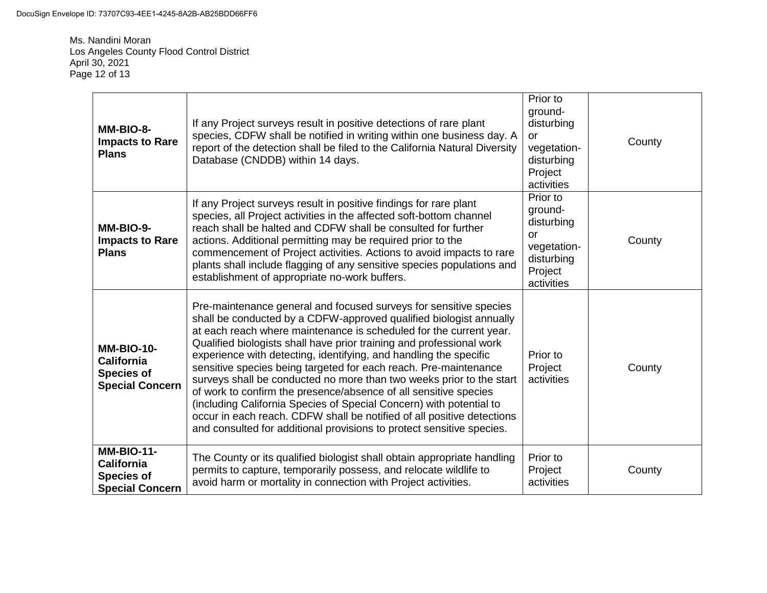| | | | |
|---|---|---|---|
| **MM-BIO-8- Impacts to Rare Plans** | If any Project surveys result in positive detections of rare plant species, CDFW shall be notified in writing within one business day. A report of the detection shall be filed to the California Natural Diversity Database (CNDDB) within 14 days. | Prior to ground-disturbing or vegetation-disturbing Project activities | County |
| **MM-BIO-9- Impacts to Rare Plans** | If any Project surveys result in positive findings for rare plant species, all Project activities in the affected soft-bottom channel reach shall be halted and CDFW shall be consulted for further actions. Additional permitting may be required prior to the commencement of Project activities. Actions to avoid impacts to rare plants shall include flagging of any sensitive species populations and establishment of appropriate no-work buffers. | Prior to ground-disturbing or vegetation-disturbing Project activities | County |
| **MM-BIO-10- California Species of Special Concern** | Pre-maintenance general and focused surveys for sensitive species shall be conducted by a CDFW-approved qualified biologist annually at each reach where maintenance is scheduled for the current year. Qualified biologists shall have prior training and professional work experience with detecting, identifying, and handling the specific sensitive species being targeted for each reach. Pre-maintenance surveys shall be conducted no more than two weeks prior to the start of work to confirm the presence/absence of all sensitive species (including California Species of Special Concern) with potential to occur in each reach. CDFW shall be notified of all positive detections and consulted for additional provisions to protect sensitive species. | Prior to Project activities | County |
| **MM-BIO-11- California Species of Special Concern** | The County or its qualified biologist shall obtain appropriate handling permits to capture, temporarily possess, and relocate wildlife to avoid harm or mortality in connection with Project activities. | Prior to Project activities | County |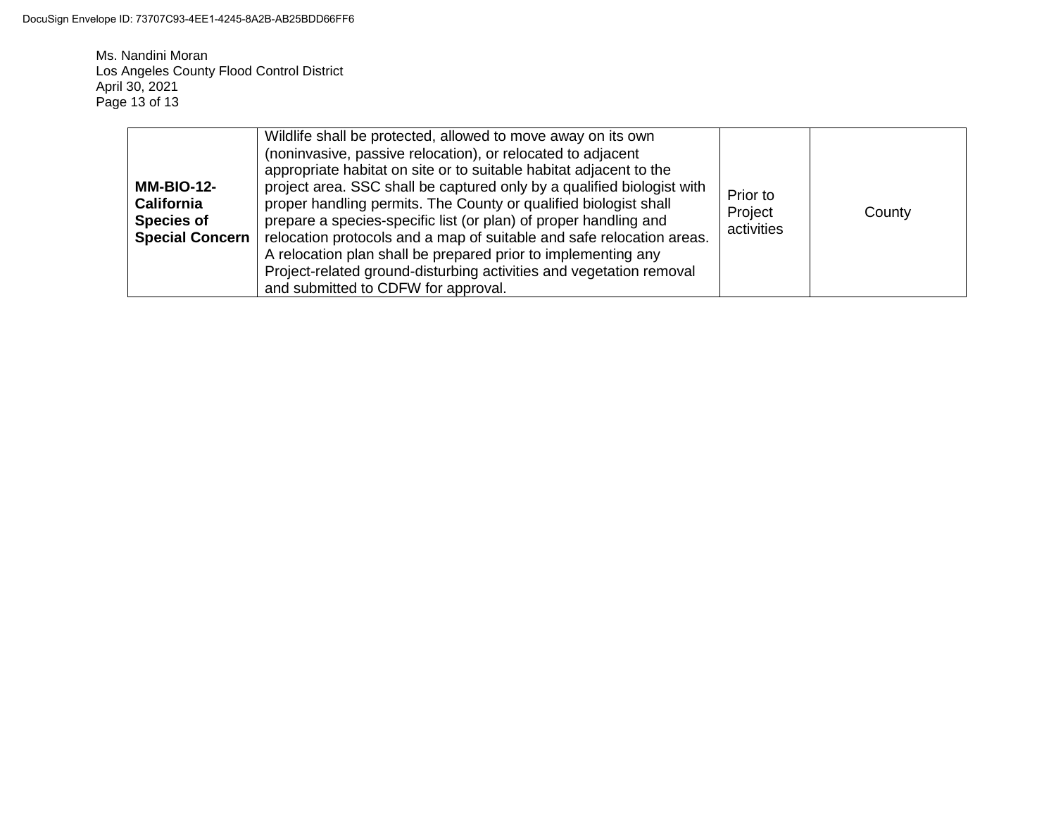| | | | |
|---|---|---|---|
| **MM-BIO-12-California Species of Special Concern** | Wildlife shall be protected, allowed to move away on its own (noninvasive, passive relocation), or relocated to adjacent appropriate habitat on site or to suitable habitat adjacent to the project area. SSC shall be captured only by a qualified biologist with proper handling permits. The County or qualified biologist shall prepare a species-specific list (or plan) of proper handling and relocation protocols and a map of suitable and safe relocation areas. A relocation plan shall be prepared prior to implementing any Project-related ground-disturbing activities and vegetation removal and submitted to CDFW for approval. | Prior to Project activities | County |